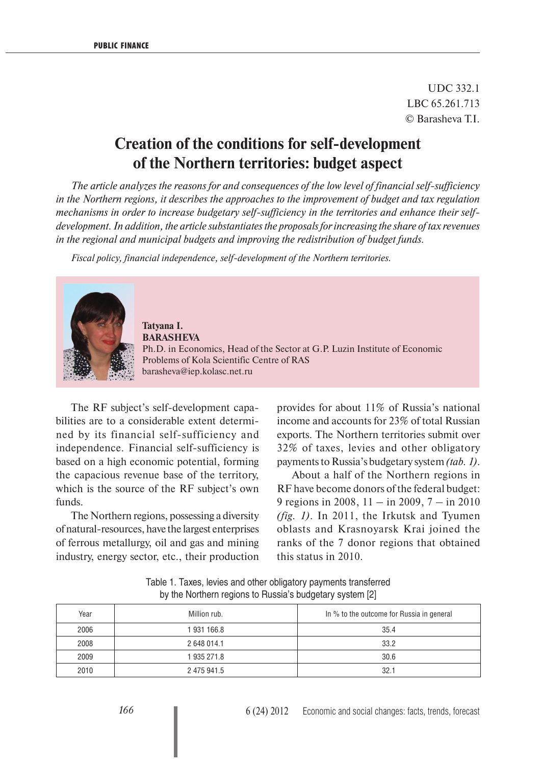UDC 332.1
LBC 65.261.713
© Barasheva T.I.

# Creation of the conditions for self-development of the Northern territories: budget aspect

*The article analyzes the reasons for and consequences of the low level of financial self-sufficiency in the Northern regions, it describes the approaches to the improvement of budget and tax regulation mechanisms in order to increase budgetary self-sufficiency in the territories and enhance their self-development. In addition, the article substantiates the proposals for increasing the share of tax revenues in the regional and municipal budgets and improving the redistribution of budget funds.*

*Fiscal policy, financial independence, self-development of the Northern territories.*

**Tatyana I. BARASHEVA**
Ph.D. in Economics, Head of the Sector at G.P. Luzin Institute of Economic Problems of Kola Scientific Centre of RAS
barasheva@iep.kolasc.net.ru

The RF subject's self-development capabilities are to a considerable extent determined by its financial self-sufficiency and independence. Financial self-sufficiency is based on a high economic potential, forming the capacious revenue base of the territory, which is the source of the RF subject's own funds.

The Northern regions, possessing a diversity of natural-resources, have the largest enterprises of ferrous metallurgy, oil and gas and mining industry, energy sector, etc., their production provides for about 11% of Russia's national income and accounts for 23% of total Russian exports. The Northern territories submit over 32% of taxes, levies and other obligatory payments to Russia's budgetary system *(tab. 1)*.

About a half of the Northern regions in RF have become donors of the federal budget: 9 regions in 2008, 11 – in 2009, 7 – in 2010 *(fig. 1)*. In 2011, the Irkutsk and Tyumen oblasts and Krasnoyarsk Krai joined the ranks of the 7 donor regions that obtained this status in 2010.

Table 1. Taxes, levies and other obligatory payments transferred by the Northern regions to Russia's budgetary system [2]

| Year | Million rub. | In % to the outcome for Russia in general |
|---|---|---|
| 2006 | 1 931 166.8 | 35.4 |
| 2008 | 2 648 014.1 | 33.2 |
| 2009 | 1 935 271.8 | 30.6 |
| 2010 | 2 475 941.5 | 32.1 |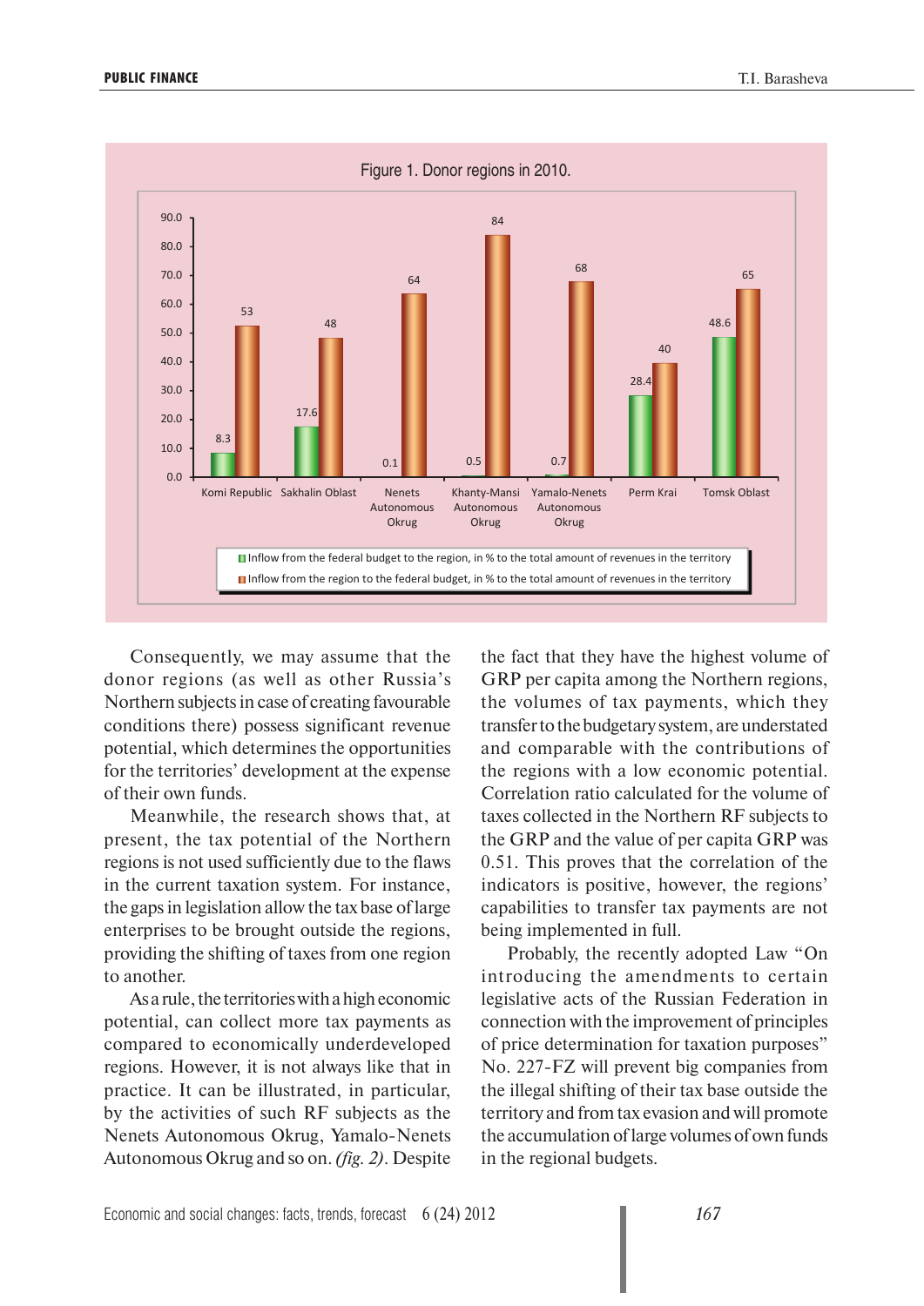Figure 1. Donor regions in 2010.

| Region | Inflow from the federal budget to the region, in % to the total amount of revenues in the territory | Inflow from the region to the federal budget, in % to the total amount of revenues in the territory |
|---|---|---|
| Komi Republic | 8.3 | 53 |
| Sakhalin Oblast | 17.6 | 48 |
| Nenets Autonomous Okrug | 0.1 | 64 |
| Khanty-Mansi Autonomous Okrug | 0.5 | 84 |
| Yamalo-Nenets Autonomous Okrug | 0.7 | 68 |
| Perm Krai | 28.4 | 40 |
| Tomsk Oblast | 48.6 | 65 |

Consequently, we may assume that the donor regions (as well as other Russia's Northern subjects in case of creating favourable conditions there) possess significant revenue potential, which determines the opportunities for the territories' development at the expense of their own funds.

Meanwhile, the research shows that, at present, the tax potential of the Northern regions is not used sufficiently due to the flaws in the current taxation system. For instance, the gaps in legislation allow the tax base of large enterprises to be brought outside the regions, providing the shifting of taxes from one region to another.

As a rule, the territories with a high economic potential, can collect more tax payments as compared to economically underdeveloped regions. However, it is not always like that in practice. It can be illustrated, in particular, by the activities of such RF subjects as the Nenets Autonomous Okrug, Yamalo-Nenets Autonomous Okrug and so on. *(fig. 2)*. Despite the fact that they have the highest volume of GRP per capita among the Northern regions, the volumes of tax payments, which they transfer to the budgetary system, are understated and comparable with the contributions of the regions with a low economic potential. Correlation ratio calculated for the volume of taxes collected in the Northern RF subjects to the GRP and the value of per capita GRP was 0.51. This proves that the correlation of the indicators is positive, however, the regions' capabilities to transfer tax payments are not being implemented in full.

Probably, the recently adopted Law "On introducing the amendments to certain legislative acts of the Russian Federation in connection with the improvement of principles of price determination for taxation purposes" No. 227-FZ will prevent big companies from the illegal shifting of their tax base outside the territory and from tax evasion and will promote the accumulation of large volumes of own funds in the regional budgets.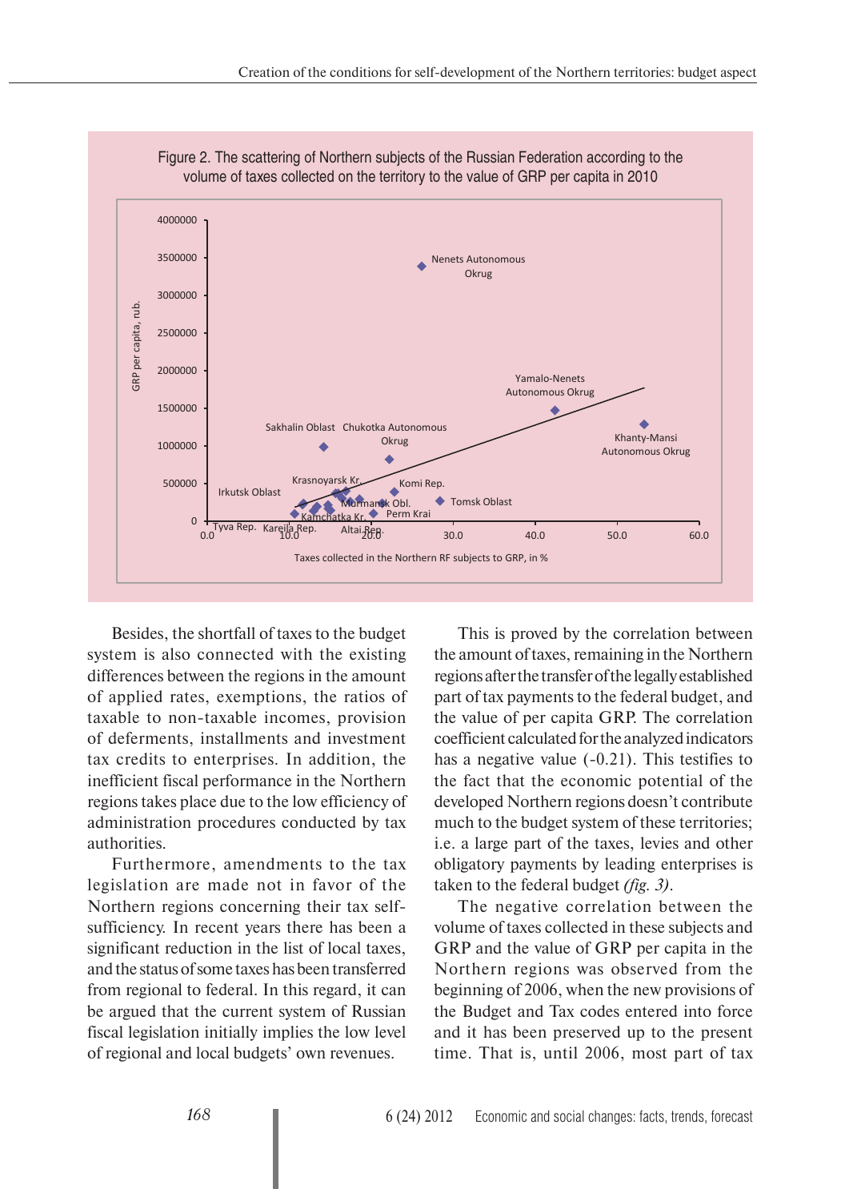Figure 2. The scattering of Northern subjects of the Russian Federation according to the volume of taxes collected on the territory to the value of GRP per capita in 2010

Besides, the shortfall of taxes to the budget system is also connected with the existing differences between the regions in the amount of applied rates, exemptions, the ratios of taxable to non-taxable incomes, provision of deferments, installments and investment tax credits to enterprises. In addition, the inefficient fiscal performance in the Northern regions takes place due to the low efficiency of administration procedures conducted by tax authorities.

Furthermore, amendments to the tax legislation are made not in favor of the Northern regions concerning their tax self-sufficiency. In recent years there has been a significant reduction in the list of local taxes, and the status of some taxes has been transferred from regional to federal. In this regard, it can be argued that the current system of Russian fiscal legislation initially implies the low level of regional and local budgets' own revenues.

This is proved by the correlation between the amount of taxes, remaining in the Northern regions after the transfer of the legally established part of tax payments to the federal budget, and the value of per capita GRP. The correlation coefficient calculated for the analyzed indicators has a negative value (-0.21). This testifies to the fact that the economic potential of the developed Northern regions doesn't contribute much to the budget system of these territories; i.e. a large part of the taxes, levies and other obligatory payments by leading enterprises is taken to the federal budget *(fig. 3)*.

The negative correlation between the volume of taxes collected in these subjects and GRP and the value of GRP per capita in the Northern regions was observed from the beginning of 2006, when the new provisions of the Budget and Tax codes entered into force and it has been preserved up to the present time. That is, until 2006, most part of tax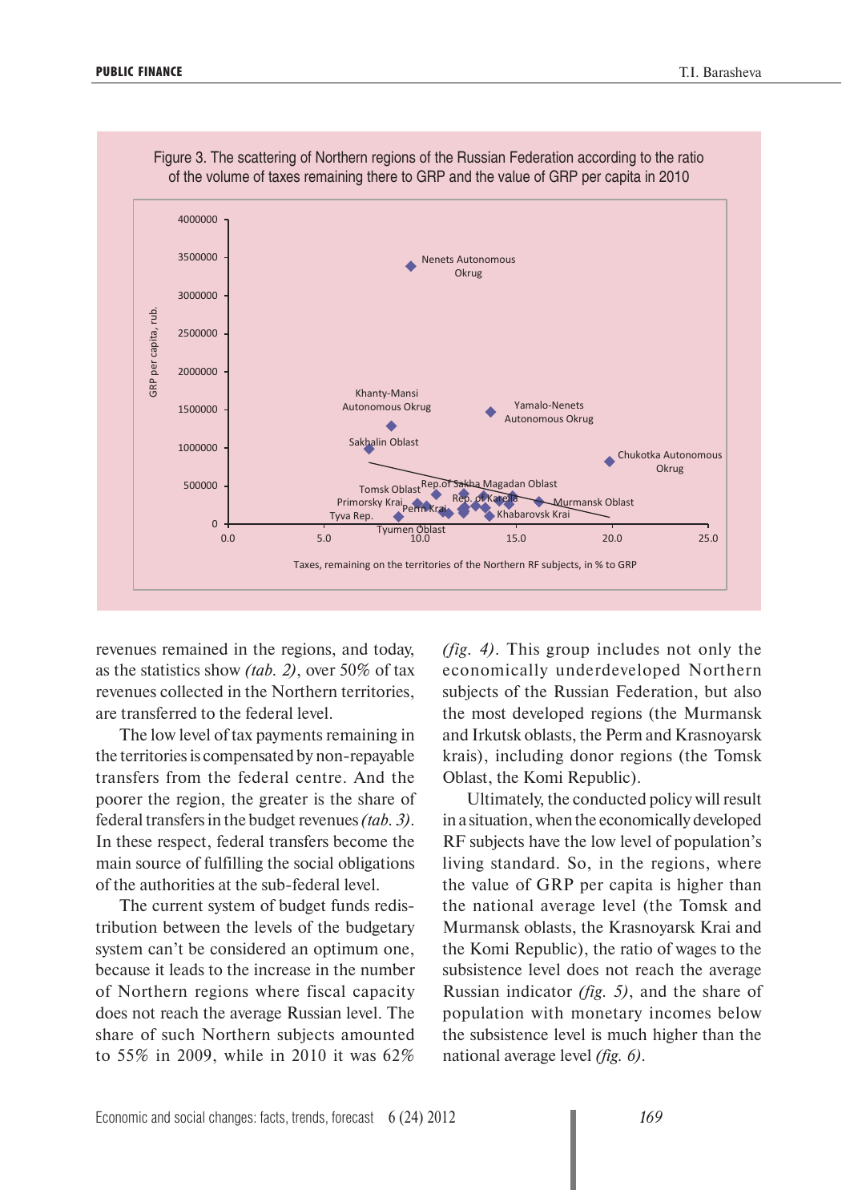Figure 3. The scattering of Northern regions of the Russian Federation according to the ratio of the volume of taxes remaining there to GRP and the value of GRP per capita in 2010

revenues remained in the regions, and today, as the statistics show *(tab. 2)*, over 50% of tax revenues collected in the Northern territories, are transferred to the federal level.

The low level of tax payments remaining in the territories is compensated by non-repayable transfers from the federal centre. And the poorer the region, the greater is the share of federal transfers in the budget revenues *(tab. 3)*. In these respect, federal transfers become the main source of fulfilling the social obligations of the authorities at the sub-federal level.

The current system of budget funds redistribution between the levels of the budgetary system can't be considered an optimum one, because it leads to the increase in the number of Northern regions where fiscal capacity does not reach the average Russian level. The share of such Northern subjects amounted to 55% in 2009, while in 2010 it was 62% *(fig. 4)*. This group includes not only the economically underdeveloped Northern subjects of the Russian Federation, but also the most developed regions (the Murmansk and Irkutsk oblasts, the Perm and Krasnoyarsk krais), including donor regions (the Tomsk Oblast, the Komi Republic).

Ultimately, the conducted policy will result in a situation, when the economically developed RF subjects have the low level of population's living standard. So, in the regions, where the value of GRP per capita is higher than the national average level (the Tomsk and Murmansk oblasts, the Krasnoyarsk Krai and the Komi Republic), the ratio of wages to the subsistence level does not reach the average Russian indicator *(fig. 5)*, and the share of population with monetary incomes below the subsistence level is much higher than the national average level *(fig. 6)*.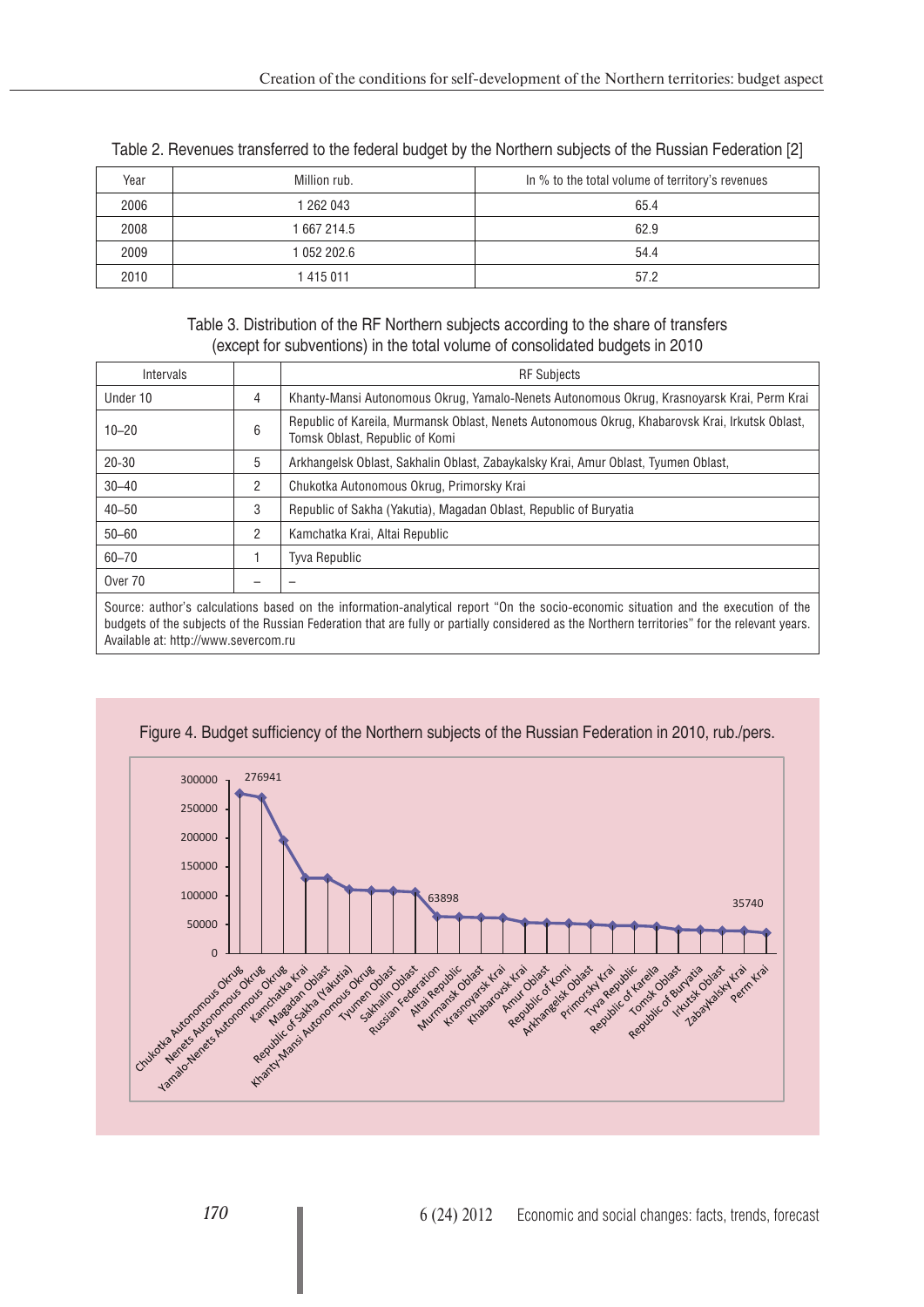Table 2. Revenues transferred to the federal budget by the Northern subjects of the Russian Federation [2]

| Year | Million rub. | In % to the total volume of territory's revenues |
|---|---|---|
| 2006 | 1 262 043 | 65.4 |
| 2008 | 1 667 214.5 | 62.9 |
| 2009 | 1 052 202.6 | 54.4 |
| 2010 | 1 415 011 | 57.2 |

Table 3. Distribution of the RF Northern subjects according to the share of transfers (except for subventions) in the total volume of consolidated budgets in 2010

| Intervals | | RF Subjects |
|---|---|---|
| Under 10 | 4 | Khanty-Mansi Autonomous Okrug, Yamalo-Nenets Autonomous Okrug, Krasnoyarsk Krai, Perm Krai |
| 10–20 | 6 | Republic of Kareila, Murmansk Oblast, Nenets Autonomous Okrug, Khabarovsk Krai, Irkutsk Oblast, Tomsk Oblast, Republic of Komi |
| 20-30 | 5 | Arkhangelsk Oblast, Sakhalin Oblast, Zabaykalsky Krai, Amur Oblast, Tyumen Oblast, |
| 30–40 | 2 | Chukotka Autonomous Okrug, Primorsky Krai |
| 40–50 | 3 | Republic of Sakha (Yakutia), Magadan Oblast, Republic of Buryatia |
| 50–60 | 2 | Kamchatka Krai, Altai Republic |
| 60–70 | 1 | Tyva Republic |
| Over 70 | – | – |

Source: author's calculations based on the information-analytical report "On the socio-economic situation and the execution of the budgets of the subjects of the Russian Federation that are fully or partially considered as the Northern territories" for the relevant years. Available at: http://www.severcom.ru

Figure 4. Budget sufficiency of the Northern subjects of the Russian Federation in 2010, rub./pers.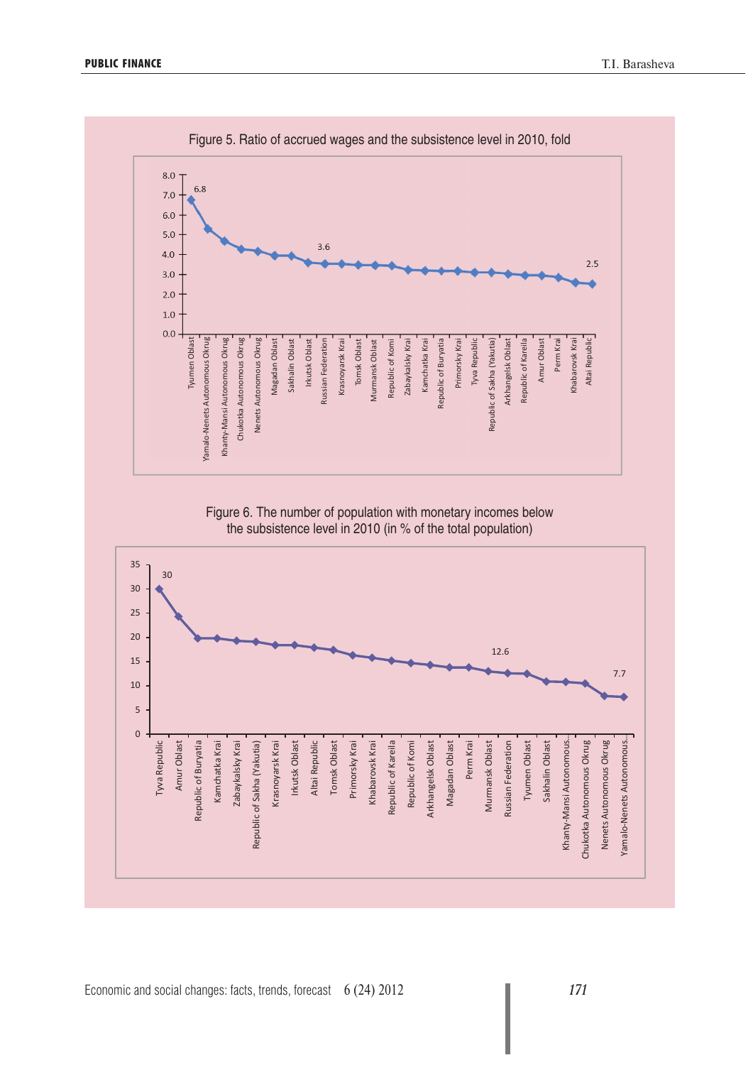Figure 5. Ratio of accrued wages and the subsistence level in 2010, fold

Figure 6. The number of population with monetary incomes below the subsistence level in 2010 (in % of the total population)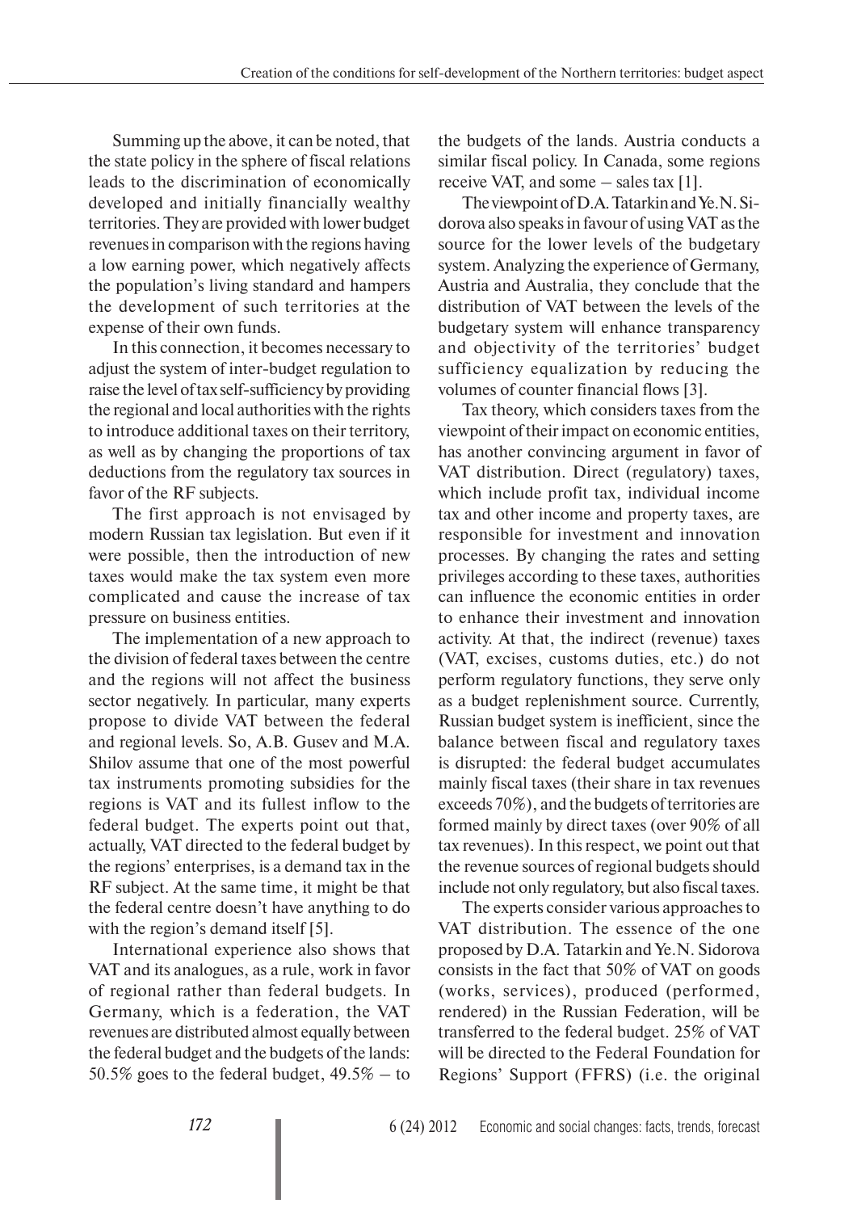Summing up the above, it can be noted, that the state policy in the sphere of fiscal relations leads to the discrimination of economically developed and initially financially wealthy territories. They are provided with lower budget revenues in comparison with the regions having a low earning power, which negatively affects the population's living standard and hampers the development of such territories at the expense of their own funds.

In this connection, it becomes necessary to adjust the system of inter-budget regulation to raise the level of tax self-sufficiency by providing the regional and local authorities with the rights to introduce additional taxes on their territory, as well as by changing the proportions of tax deductions from the regulatory tax sources in favor of the RF subjects.

The first approach is not envisaged by modern Russian tax legislation. But even if it were possible, then the introduction of new taxes would make the tax system even more complicated and cause the increase of tax pressure on business entities.

The implementation of a new approach to the division of federal taxes between the centre and the regions will not affect the business sector negatively. In particular, many experts propose to divide VAT between the federal and regional levels. So, A.B. Gusev and M.A. Shilov assume that one of the most powerful tax instruments promoting subsidies for the regions is VAT and its fullest inflow to the federal budget. The experts point out that, actually, VAT directed to the federal budget by the regions' enterprises, is a demand tax in the RF subject. At the same time, it might be that the federal centre doesn't have anything to do with the region's demand itself [5].

International experience also shows that VAT and its analogues, as a rule, work in favor of regional rather than federal budgets. In Germany, which is a federation, the VAT revenues are distributed almost equally between the federal budget and the budgets of the lands: 50.5% goes to the federal budget, 49.5% – to the budgets of the lands. Austria conducts a similar fiscal policy. In Canada, some regions receive VAT, and some – sales tax [1].

The viewpoint of D.A. Tatarkin and Ye.N. Sidorova also speaks in favour of using VAT as the source for the lower levels of the budgetary system. Analyzing the experience of Germany, Austria and Australia, they conclude that the distribution of VAT between the levels of the budgetary system will enhance transparency and objectivity of the territories' budget sufficiency equalization by reducing the volumes of counter financial flows [3].

Tax theory, which considers taxes from the viewpoint of their impact on economic entities, has another convincing argument in favor of VAT distribution. Direct (regulatory) taxes, which include profit tax, individual income tax and other income and property taxes, are responsible for investment and innovation processes. By changing the rates and setting privileges according to these taxes, authorities can influence the economic entities in order to enhance their investment and innovation activity. At that, the indirect (revenue) taxes (VAT, excises, customs duties, etc.) do not perform regulatory functions, they serve only as a budget replenishment source. Currently, Russian budget system is inefficient, since the balance between fiscal and regulatory taxes is disrupted: the federal budget accumulates mainly fiscal taxes (their share in tax revenues exceeds 70%), and the budgets of territories are formed mainly by direct taxes (over 90% of all tax revenues). In this respect, we point out that the revenue sources of regional budgets should include not only regulatory, but also fiscal taxes.

The experts consider various approaches to VAT distribution. The essence of the one proposed by D.A. Tatarkin and Ye.N. Sidorova consists in the fact that 50% of VAT on goods (works, services), produced (performed, rendered) in the Russian Federation, will be transferred to the federal budget. 25% of VAT will be directed to the Federal Foundation for Regions' Support (FFRS) (i.e. the original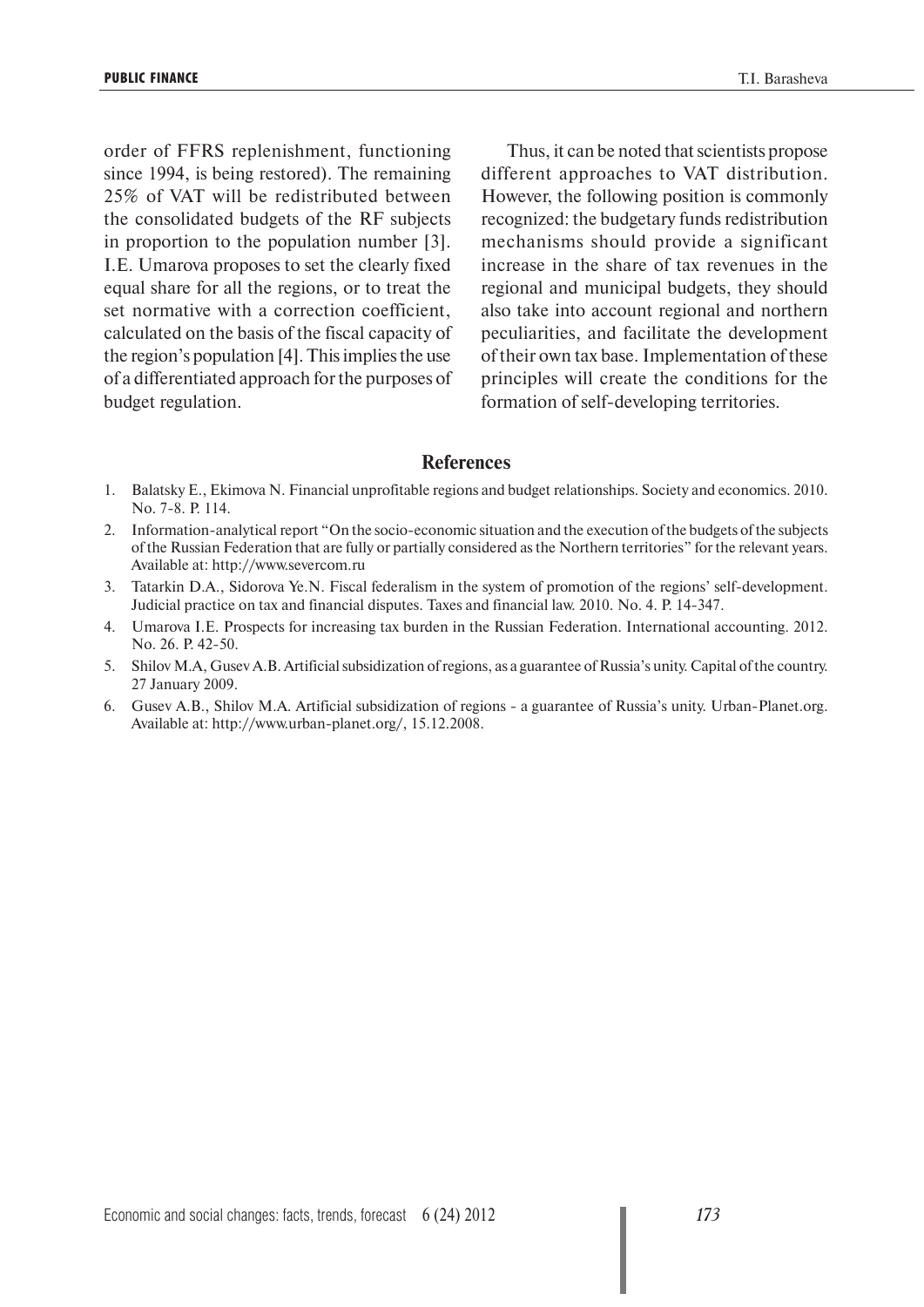order of FFRS replenishment, functioning since 1994, is being restored). The remaining 25% of VAT will be redistributed between the consolidated budgets of the RF subjects in proportion to the population number [3]. I.E. Umarova proposes to set the clearly fixed equal share for all the regions, or to treat the set normative with a correction coefficient, calculated on the basis of the fiscal capacity of the region's population [4]. This implies the use of a differentiated approach for the purposes of budget regulation.

Thus, it can be noted that scientists propose different approaches to VAT distribution. However, the following position is commonly recognized: the budgetary funds redistribution mechanisms should provide a significant increase in the share of tax revenues in the regional and municipal budgets, they should also take into account regional and northern peculiarities, and facilitate the development of their own tax base. Implementation of these principles will create the conditions for the formation of self-developing territories.

## References

1. Balatsky E., Ekimova N. Financial unprofitable regions and budget relationships. Society and economics. 2010. No. 7-8. P. 114.
2. Information-analytical report "On the socio-economic situation and the execution of the budgets of the subjects of the Russian Federation that are fully or partially considered as the Northern territories" for the relevant years. Available at: http://www.severcom.ru
3. Tatarkin D.A., Sidorova Ye.N. Fiscal federalism in the system of promotion of the regions' self-development. Judicial practice on tax and financial disputes. Taxes and financial law. 2010. No. 4. P. 14-347.
4. Umarova I.E. Prospects for increasing tax burden in the Russian Federation. International accounting. 2012. No. 26. P. 42-50.
5. Shilov M.A, Gusev A.B. Artificial subsidization of regions, as a guarantee of Russia's unity. Capital of the country. 27 January 2009.
6. Gusev A.B., Shilov M.A. Artificial subsidization of regions - a guarantee of Russia's unity. Urban-Planet.org. Available at: http://www.urban-planet.org/, 15.12.2008.